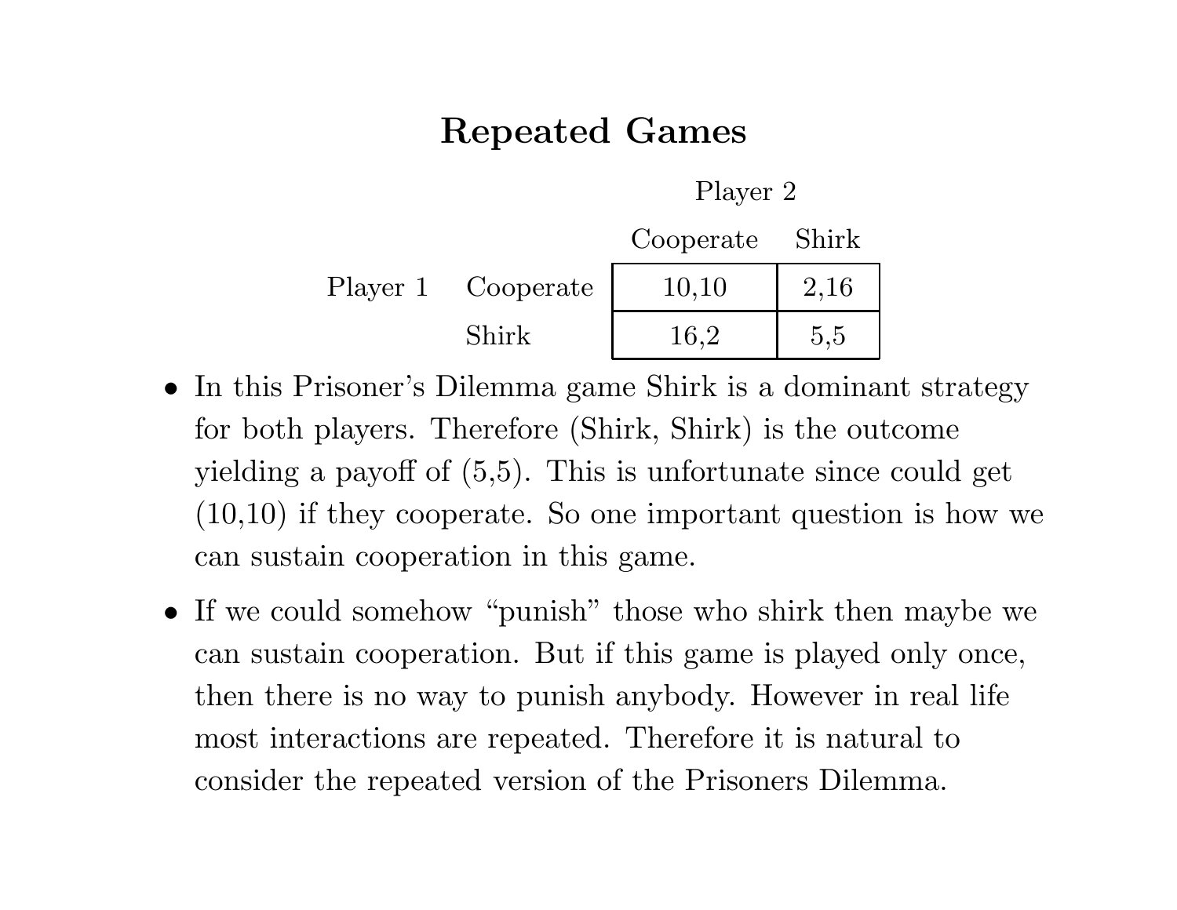# Repeated Games

| | | Player 2 | |
|---|---|---|---|
| | | Cooperate | Shirk |
| Player 1 | Cooperate | 10,10 | 2,16 |
| | Shirk | 16,2 | 5,5 |

- In this Prisoner's Dilemma game Shirk is a dominant strategy for both players. Therefore (Shirk, Shirk) is the outcome yielding a payoff of (5,5). This is unfortunate since could get (10,10) if they cooperate. So one important question is how we can sustain cooperation in this game.

- If we could somehow "punish" those who shirk then maybe we can sustain cooperation. But if this game is played only once, then there is no way to punish anybody. However in real life most interactions are repeated. Therefore it is natural to consider the repeated version of the Prisoners Dilemma.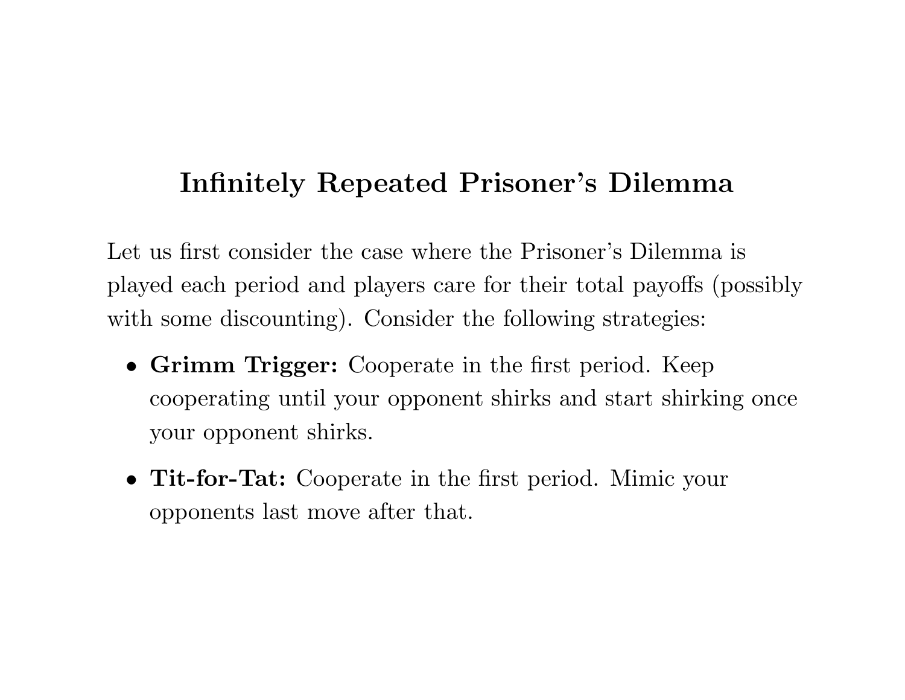# Infinitely Repeated Prisoner's Dilemma

Let us first consider the case where the Prisoner's Dilemma is played each period and players care for their total payoffs (possibly with some discounting). Consider the following strategies:

- **Grimm Trigger:** Cooperate in the first period. Keep cooperating until your opponent shirks and start shirking once your opponent shirks.
- **Tit-for-Tat:** Cooperate in the first period. Mimic your opponents last move after that.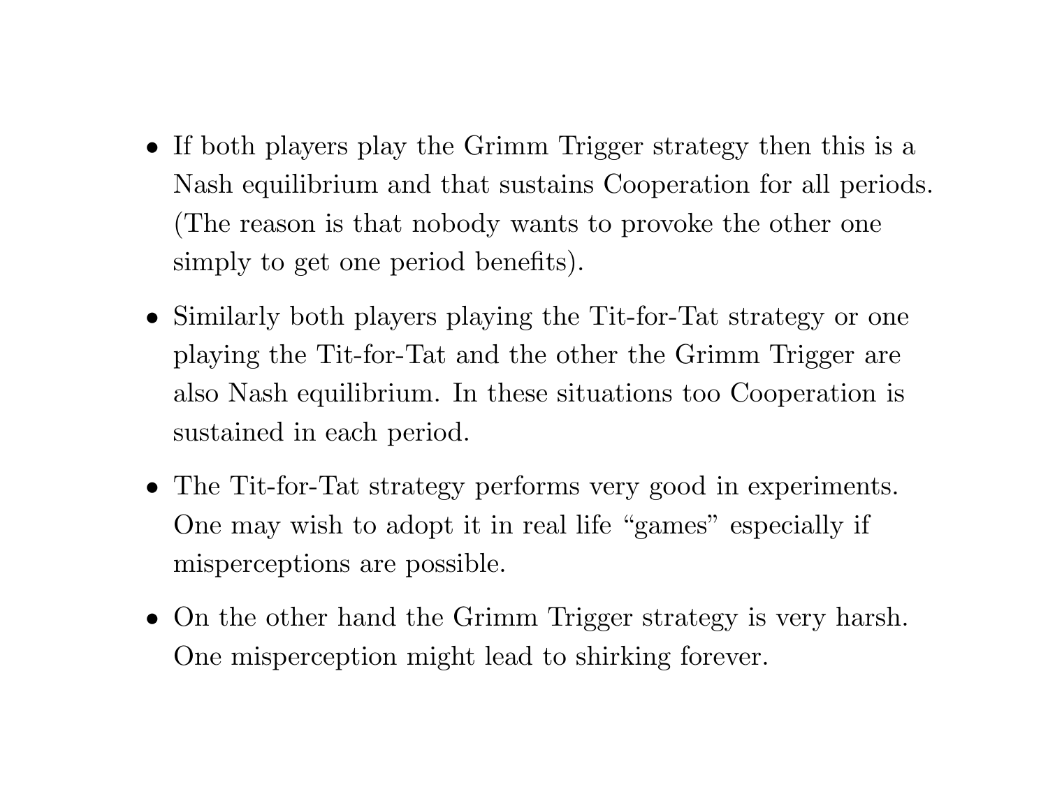- If both players play the Grimm Trigger strategy then this is a Nash equilibrium and that sustains Cooperation for all periods. (The reason is that nobody wants to provoke the other one simply to get one period benefits).

- Similarly both players playing the Tit-for-Tat strategy or one playing the Tit-for-Tat and the other the Grimm Trigger are also Nash equilibrium. In these situations too Cooperation is sustained in each period.

- The Tit-for-Tat strategy performs very good in experiments. One may wish to adopt it in real life "games" especially if misperceptions are possible.

- On the other hand the Grimm Trigger strategy is very harsh. One misperception might lead to shirking forever.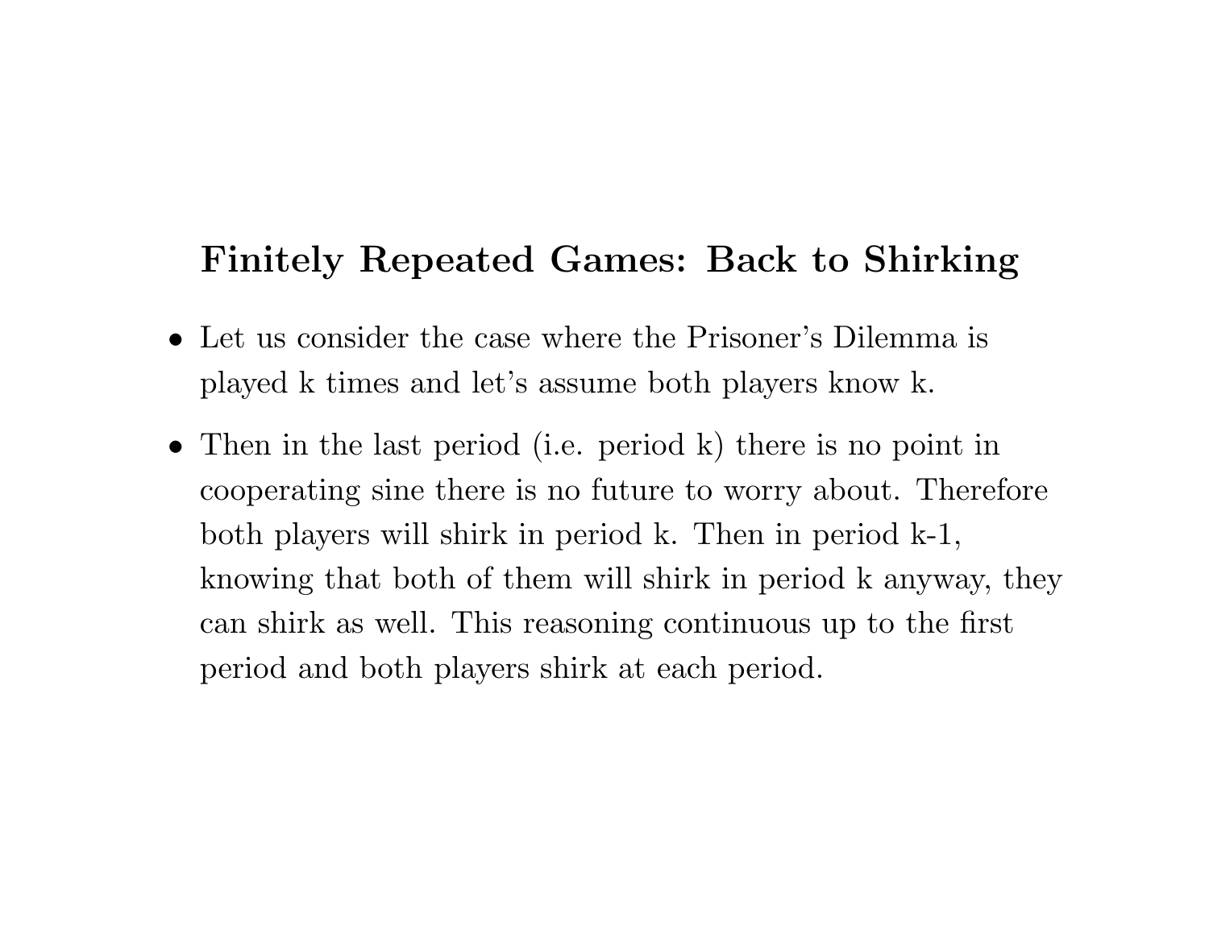## Finitely Repeated Games: Back to Shirking

- Let us consider the case where the Prisoner's Dilemma is played k times and let's assume both players know k.
- Then in the last period (i.e. period k) there is no point in cooperating sine there is no future to worry about. Therefore both players will shirk in period k. Then in period k-1, knowing that both of them will shirk in period k anyway, they can shirk as well. This reasoning continuous up to the first period and both players shirk at each period.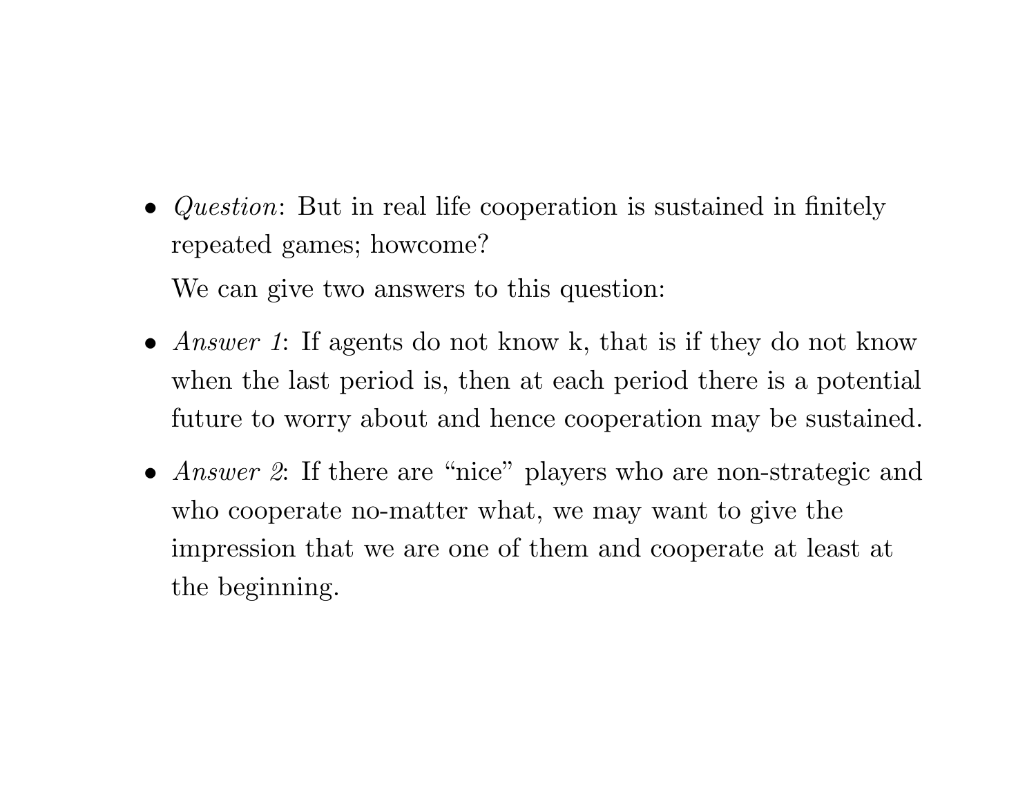- *Question*: But in real life cooperation is sustained in finitely repeated games; howcome?

  We can give two answers to this question:

- *Answer 1*: If agents do not know k, that is if they do not know when the last period is, then at each period there is a potential future to worry about and hence cooperation may be sustained.

- *Answer 2*: If there are "nice" players who are non-strategic and who cooperate no-matter what, we may want to give the impression that we are one of them and cooperate at least at the beginning.